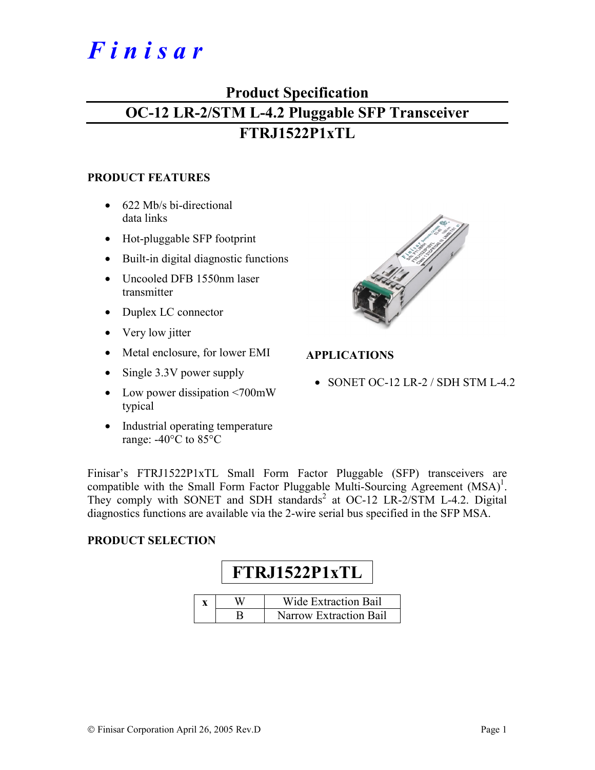# *Finisar*

## Product Specification

## OC-12 LR-2/STM L-4.2 Pluggable SFP Transceiver

## FTRJ1522P1xTL

### PRODUCT FEATURES

- 622 Mb/s bi-directional data links
- Hot-pluggable SFP footprint
- Built-in digital diagnostic functions
- Uncooled DFB 1550nm laser transmitter
- Duplex LC connector
- Very low jitter
- Metal enclosure, for lower EMI
- Single 3.3V power supply
- Low power dissipation <700mW typical
- Industrial operating temperature range: -40°C to 85°C

### APPLICATIONS

- SONET OC-12 LR-2 / SDH STM L-4.2

Finisar's FTRJ1522P1xTL Small Form Factor Pluggable (SFP) transceivers are compatible with the Small Form Factor Pluggable Multi-Sourcing Agreement (MSA)[1]. They comply with SONET and SDH standards[2] at OC-12 LR-2/STM L-4.2. Digital diagnostics functions are available via the 2-wire serial bus specified in the SFP MSA.

### PRODUCT SELECTION

**FTRJ1522P1xTL**

| x | | |
|---|---|---|
| | W | Wide Extraction Bail |
| | B | Narrow Extraction Bail |

© Finisar Corporation April 26, 2005 Rev.D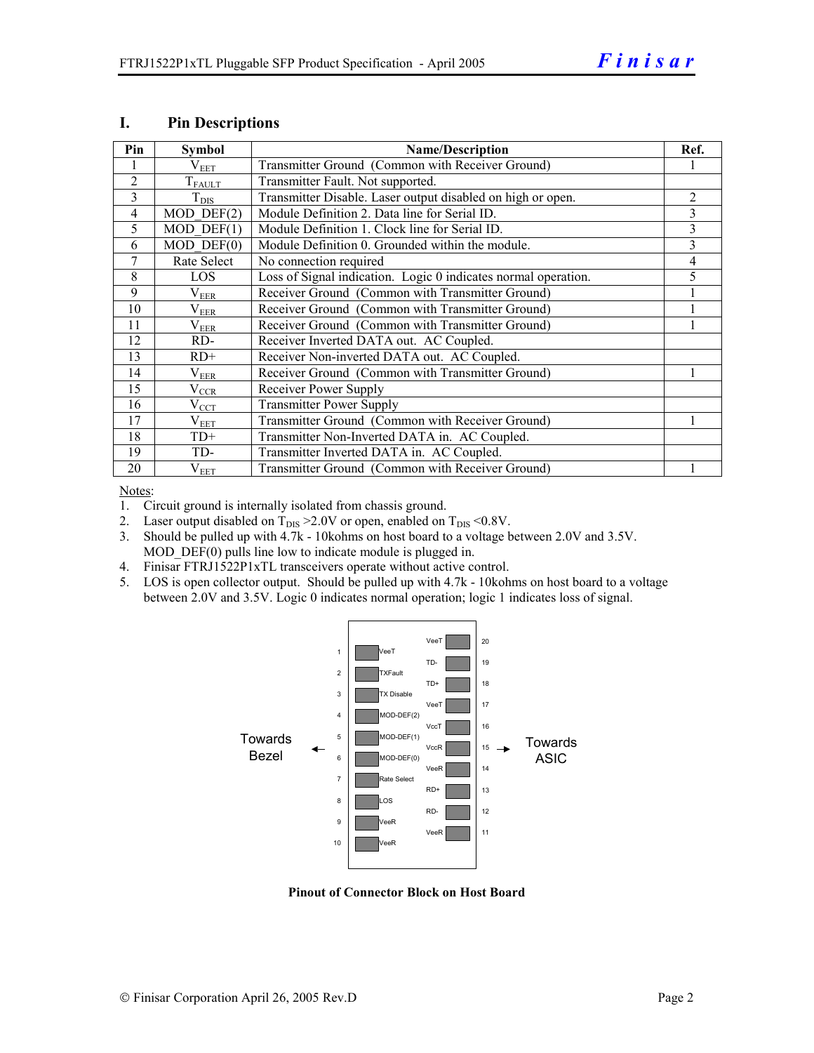## I. Pin Descriptions

| Pin | Symbol | Name/Description | Ref. |
|---|---|---|---|
| 1 | $V_{EET}$ | Transmitter Ground (Common with Receiver Ground) | 1 |
| 2 | $T_{FAULT}$ | Transmitter Fault. Not supported. | |
| 3 | $T_{DIS}$ | Transmitter Disable. Laser output disabled on high or open. | 2 |
| 4 | MOD_DEF(2) | Module Definition 2. Data line for Serial ID. | 3 |
| 5 | MOD_DEF(1) | Module Definition 1. Clock line for Serial ID. | 3 |
| 6 | MOD_DEF(0) | Module Definition 0. Grounded within the module. | 3 |
| 7 | Rate Select | No connection required | 4 |
| 8 | LOS | Loss of Signal indication. Logic 0 indicates normal operation. | 5 |
| 9 | $V_{EER}$ | Receiver Ground (Common with Transmitter Ground) | 1 |
| 10 | $V_{EER}$ | Receiver Ground (Common with Transmitter Ground) | 1 |
| 11 | $V_{EER}$ | Receiver Ground (Common with Transmitter Ground) | 1 |
| 12 | RD- | Receiver Inverted DATA out. AC Coupled. | |
| 13 | RD+ | Receiver Non-inverted DATA out. AC Coupled. | |
| 14 | $V_{EER}$ | Receiver Ground (Common with Transmitter Ground) | 1 |
| 15 | $V_{CCR}$ | Receiver Power Supply | |
| 16 | $V_{CCT}$ | Transmitter Power Supply | |
| 17 | $V_{EET}$ | Transmitter Ground (Common with Receiver Ground) | 1 |
| 18 | TD+ | Transmitter Non-Inverted DATA in. AC Coupled. | |
| 19 | TD- | Transmitter Inverted DATA in. AC Coupled. | |
| 20 | $V_{EET}$ | Transmitter Ground (Common with Receiver Ground) | 1 |

Notes:

1. Circuit ground is internally isolated from chassis ground.
2. Laser output disabled on $T_{DIS}$ >2.0V or open, enabled on $T_{DIS}$ <0.8V.
3. Should be pulled up with 4.7k - 10kohms on host board to a voltage between 2.0V and 3.5V. MOD_DEF(0) pulls line low to indicate module is plugged in.
4. Finisar FTRJ1522P1xTL transceivers operate without active control.
5. LOS is open collector output. Should be pulled up with 4.7k - 10kohms on host board to a voltage between 2.0V and 3.5V. Logic 0 indicates normal operation; logic 1 indicates loss of signal.

| Pin | Signal | Signal | Pin |
|---|---|---|---|
| | | VeeT | 20 |
| 1 | VeeT | TD- | 19 |
| 2 | TXFault | TD+ | 18 |
| 3 | TX Disable | VeeT | 17 |
| 4 | MOD-DEF(2) | VccT | 16 |
| 5 | MOD-DEF(1) | VccR | 15 |
| 6 | MOD-DEF(0) | VeeR | 14 |
| 7 | Rate Select | RD+ | 13 |
| 8 | LOS | RD- | 12 |
| 9 | VeeR | VeeR | 11 |
| 10 | VeeR | | |

Towards Bezel ← → Towards ASIC

**Pinout of Connector Block on Host Board**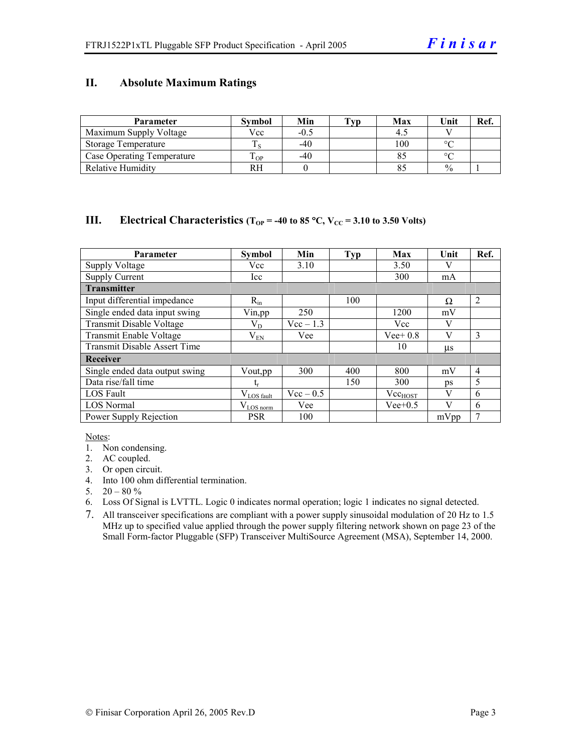## II. Absolute Maximum Ratings

| Parameter | Symbol | Min | Typ | Max | Unit | Ref. |
|---|---|---|---|---|---|---|
| Maximum Supply Voltage | Vcc | -0.5 | | 4.5 | V | |
| Storage Temperature | $T_S$ | -40 | | 100 | °C | |
| Case Operating Temperature | $T_{OP}$ | -40 | | 85 | °C | |
| Relative Humidity | RH | 0 | | 85 | % | 1 |

## III. Electrical Characteristics ($T_{OP}$ = -40 to 85 °C, $V_{CC}$ = 3.10 to 3.50 Volts)

| Parameter | Symbol | Min | Typ | Max | Unit | Ref. |
|---|---|---|---|---|---|---|
| Supply Voltage | Vcc | 3.10 | | 3.50 | V | |
| Supply Current | Icc | | | 300 | mA | |
| **Transmitter** | | | | | | |
| Input differential impedance | $R_{in}$ | | 100 | | Ω | 2 |
| Single ended data input swing | Vin,pp | 250 | | 1200 | mV | |
| Transmit Disable Voltage | $V_D$ | Vcc – 1.3 | | Vcc | V | |
| Transmit Enable Voltage | $V_{EN}$ | Vee | | Vee+ 0.8 | V | 3 |
| Transmit Disable Assert Time | | | | 10 | µs | |
| **Receiver** | | | | | | |
| Single ended data output swing | Vout,pp | 300 | 400 | 800 | mV | 4 |
| Data rise/fall time | $t_r$ | | 150 | 300 | ps | 5 |
| LOS Fault | $V_{LOS\ fault}$ | Vcc – 0.5 | | $Vcc_{HOST}$ | V | 6 |
| LOS Normal | $V_{LOS\ norm}$ | Vee | | Vee+0.5 | V | 6 |
| Power Supply Rejection | PSR | 100 | | | mVpp | 7 |

Notes:

1. Non condensing.
2. AC coupled.
3. Or open circuit.
4. Into 100 ohm differential termination.
5. 20 – 80 %
6. Loss Of Signal is LVTTL. Logic 0 indicates normal operation; logic 1 indicates no signal detected.
7. All transceiver specifications are compliant with a power supply sinusoidal modulation of 20 Hz to 1.5 MHz up to specified value applied through the power supply filtering network shown on page 23 of the Small Form-factor Pluggable (SFP) Transceiver MultiSource Agreement (MSA), September 14, 2000.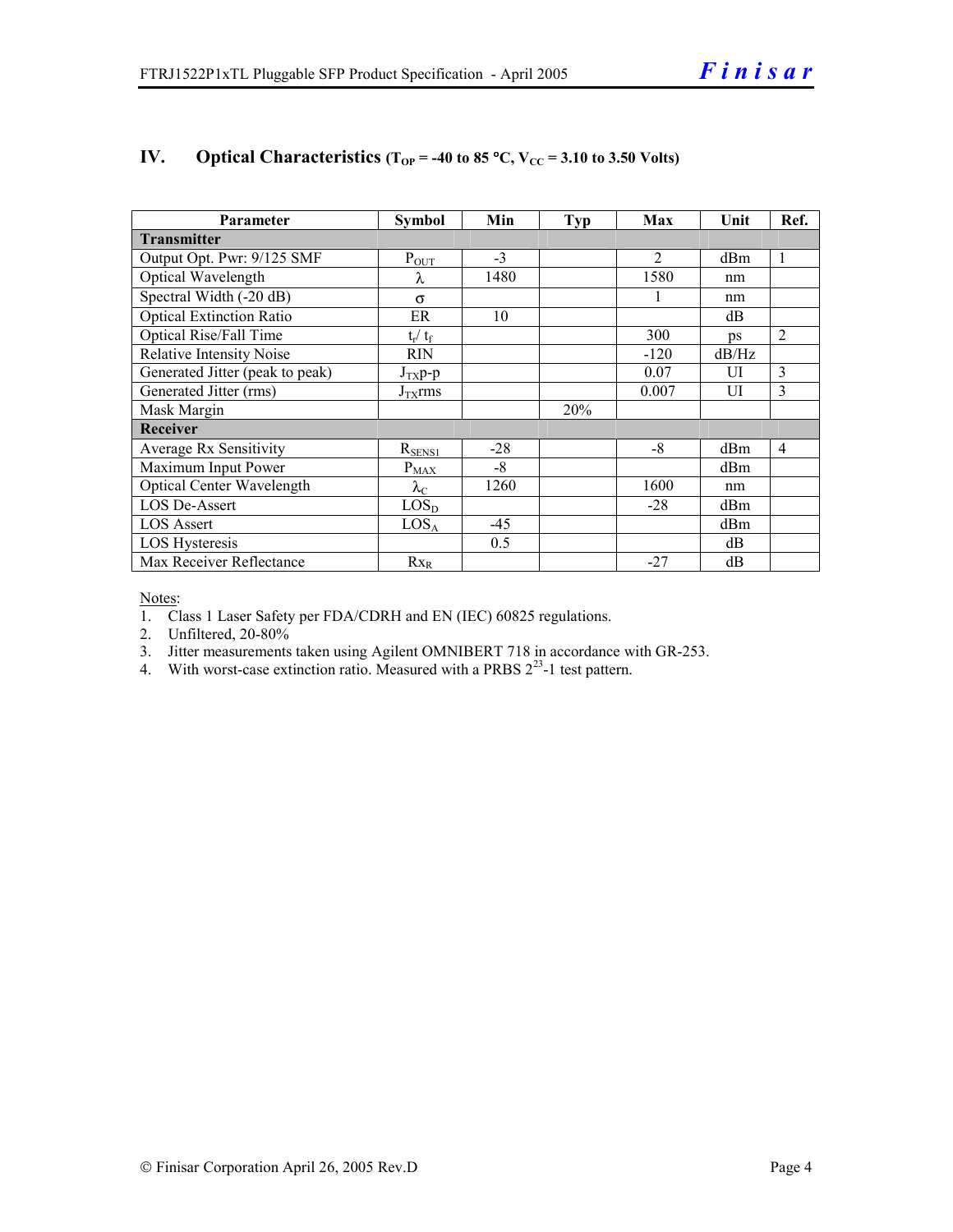## IV. Optical Characteristics ($T_{OP}$ = -40 to 85 °C, $V_{CC}$ = 3.10 to 3.50 Volts)

| Parameter | Symbol | Min | Typ | Max | Unit | Ref. |
|---|---|---|---|---|---|---|
| **Transmitter** | | | | | | |
| Output Opt. Pwr: 9/125 SMF | $P_{OUT}$ | -3 | | 2 | dBm | 1 |
| Optical Wavelength | $\lambda$ | 1480 | | 1580 | nm | |
| Spectral Width (-20 dB) | $\sigma$ | | | 1 | nm | |
| Optical Extinction Ratio | ER | 10 | | | dB | |
| Optical Rise/Fall Time | $t_r$/ $t_f$ | | | 300 | ps | 2 |
| Relative Intensity Noise | RIN | | | -120 | dB/Hz | |
| Generated Jitter (peak to peak) | $J_{TX}$p-p | | | 0.07 | UI | 3 |
| Generated Jitter (rms) | $J_{TX}$rms | | | 0.007 | UI | 3 |
| Mask Margin | | | 20% | | | |
| **Receiver** | | | | | | |
| Average Rx Sensitivity | $R_{SENS1}$ | -28 | | -8 | dBm | 4 |
| Maximum Input Power | $P_{MAX}$ | -8 | | | dBm | |
| Optical Center Wavelength | $\lambda_C$ | 1260 | | 1600 | nm | |
| LOS De-Assert | $LOS_D$ | | | -28 | dBm | |
| LOS Assert | $LOS_A$ | -45 | | | dBm | |
| LOS Hysteresis | | 0.5 | | | dB | |
| Max Receiver Reflectance | $Rx_R$ | | | -27 | dB | |

Notes:

1. Class 1 Laser Safety per FDA/CDRH and EN (IEC) 60825 regulations.
2. Unfiltered, 20-80%
3. Jitter measurements taken using Agilent OMNIBERT 718 in accordance with GR-253.
4. With worst-case extinction ratio. Measured with a PRBS $2^{23}$-1 test pattern.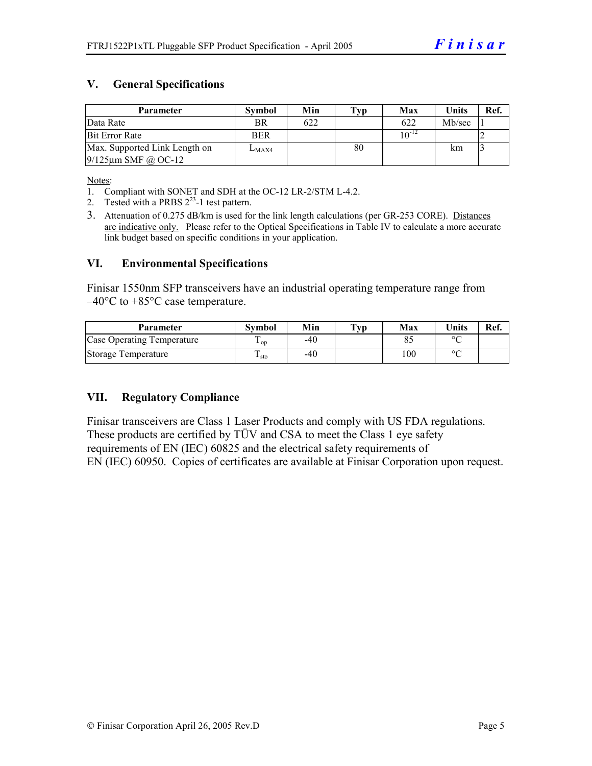## V. General Specifications

| Parameter | Symbol | Min | Typ | Max | Units | Ref. |
|---|---|---|---|---|---|---|
| Data Rate | BR | 622 | | 622 | Mb/sec | 1 |
| Bit Error Rate | BER | | | $10^{-12}$ | | 2 |
| Max. Supported Link Length on 9/125µm SMF @ OC-12 | $L_{MAX4}$ | | 80 | | km | 3 |

Notes:

1. Compliant with SONET and SDH at the OC-12 LR-2/STM L-4.2.
2. Tested with a PRBS $2^{23}$-1 test pattern.
3. Attenuation of 0.275 dB/km is used for the link length calculations (per GR-253 CORE). Distances are indicative only. Please refer to the Optical Specifications in Table IV to calculate a more accurate link budget based on specific conditions in your application.

## VI. Environmental Specifications

Finisar 1550nm SFP transceivers have an industrial operating temperature range from –40°C to +85°C case temperature.

| Parameter | Symbol | Min | Typ | Max | Units | Ref. |
|---|---|---|---|---|---|---|
| Case Operating Temperature | $T_{op}$ | -40 | | 85 | °C | |
| Storage Temperature | $T_{sto}$ | -40 | | 100 | °C | |

## VII. Regulatory Compliance

Finisar transceivers are Class 1 Laser Products and comply with US FDA regulations. These products are certified by TÜV and CSA to meet the Class 1 eye safety requirements of EN (IEC) 60825 and the electrical safety requirements of EN (IEC) 60950. Copies of certificates are available at Finisar Corporation upon request.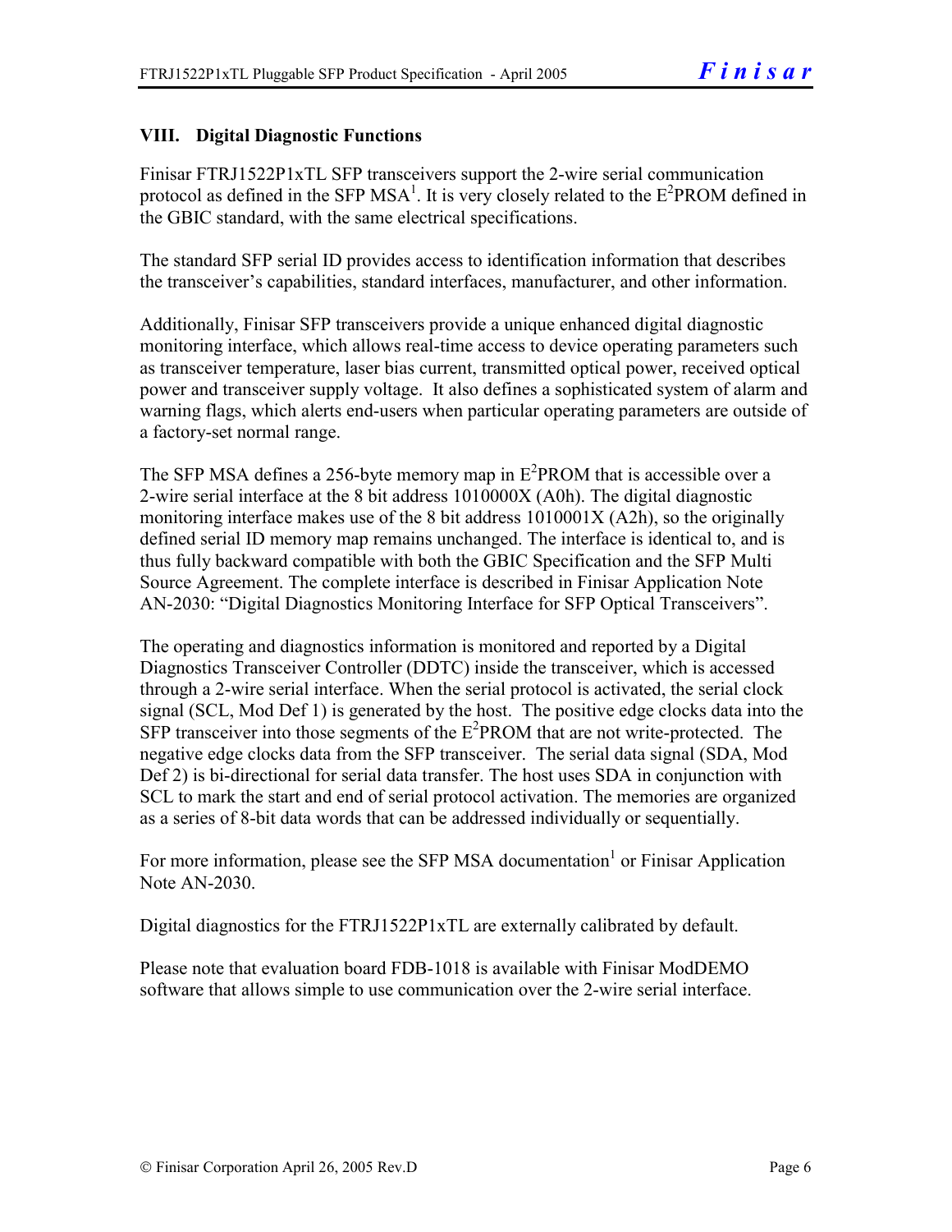## VIII. Digital Diagnostic Functions

Finisar FTRJ1522P1xTL SFP transceivers support the 2-wire serial communication protocol as defined in the SFP MSA[1]. It is very closely related to the $E^2$PROM defined in the GBIC standard, with the same electrical specifications.

The standard SFP serial ID provides access to identification information that describes the transceiver's capabilities, standard interfaces, manufacturer, and other information.

Additionally, Finisar SFP transceivers provide a unique enhanced digital diagnostic monitoring interface, which allows real-time access to device operating parameters such as transceiver temperature, laser bias current, transmitted optical power, received optical power and transceiver supply voltage. It also defines a sophisticated system of alarm and warning flags, which alerts end-users when particular operating parameters are outside of a factory-set normal range.

The SFP MSA defines a 256-byte memory map in $E^2$PROM that is accessible over a 2-wire serial interface at the 8 bit address 1010000X (A0h). The digital diagnostic monitoring interface makes use of the 8 bit address 1010001X (A2h), so the originally defined serial ID memory map remains unchanged. The interface is identical to, and is thus fully backward compatible with both the GBIC Specification and the SFP Multi Source Agreement. The complete interface is described in Finisar Application Note AN-2030: "Digital Diagnostics Monitoring Interface for SFP Optical Transceivers".

The operating and diagnostics information is monitored and reported by a Digital Diagnostics Transceiver Controller (DDTC) inside the transceiver, which is accessed through a 2-wire serial interface. When the serial protocol is activated, the serial clock signal (SCL, Mod Def 1) is generated by the host. The positive edge clocks data into the SFP transceiver into those segments of the $E^2$PROM that are not write-protected. The negative edge clocks data from the SFP transceiver. The serial data signal (SDA, Mod Def 2) is bi-directional for serial data transfer. The host uses SDA in conjunction with SCL to mark the start and end of serial protocol activation. The memories are organized as a series of 8-bit data words that can be addressed individually or sequentially.

For more information, please see the SFP MSA documentation[1] or Finisar Application Note AN-2030.

Digital diagnostics for the FTRJ1522P1xTL are externally calibrated by default.

Please note that evaluation board FDB-1018 is available with Finisar ModDEMO software that allows simple to use communication over the 2-wire serial interface.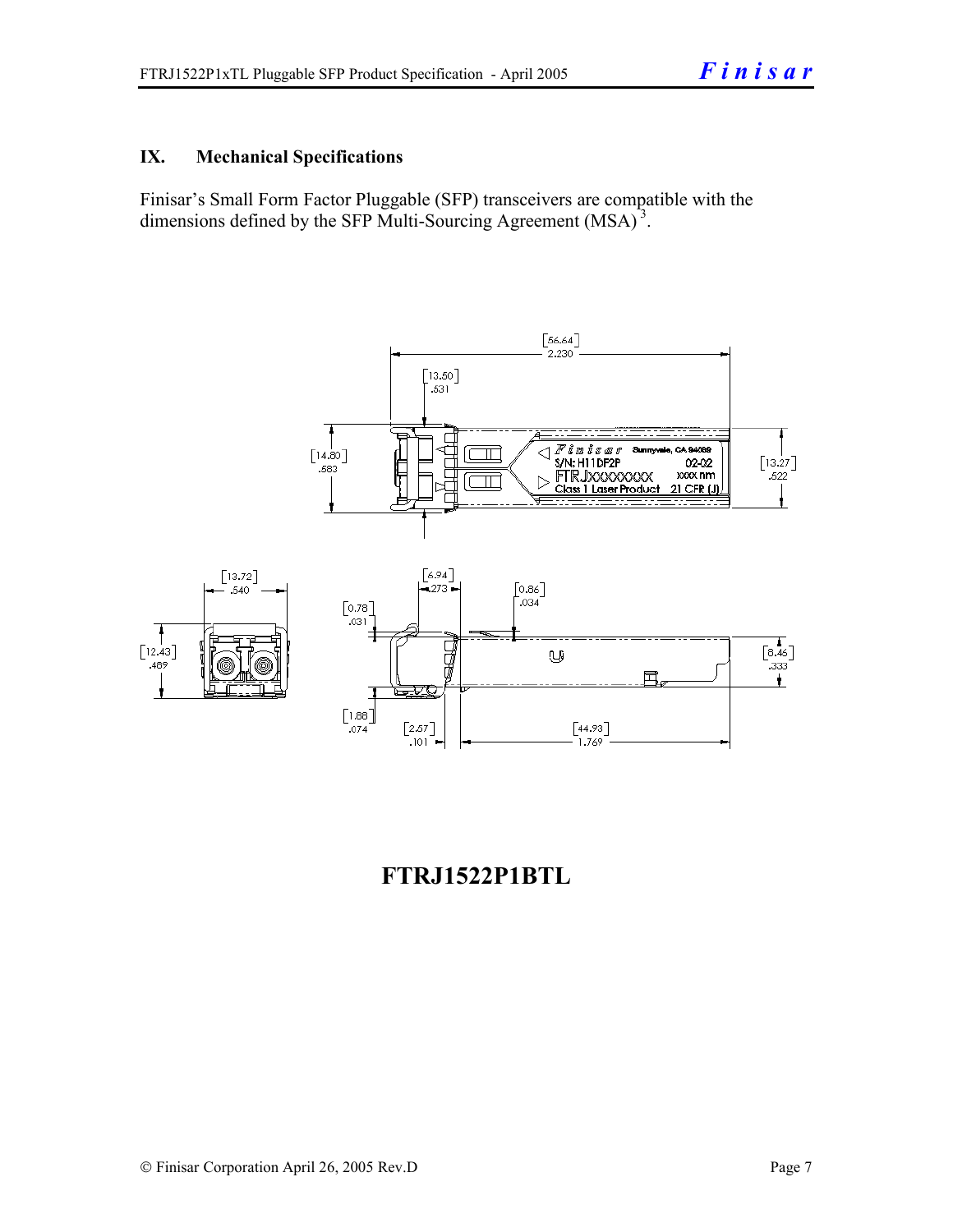## IX. Mechanical Specifications

Finisar's Small Form Factor Pluggable (SFP) transceivers are compatible with the dimensions defined by the SFP Multi-Sourcing Agreement (MSA)[3].

**FTRJ1522P1BTL**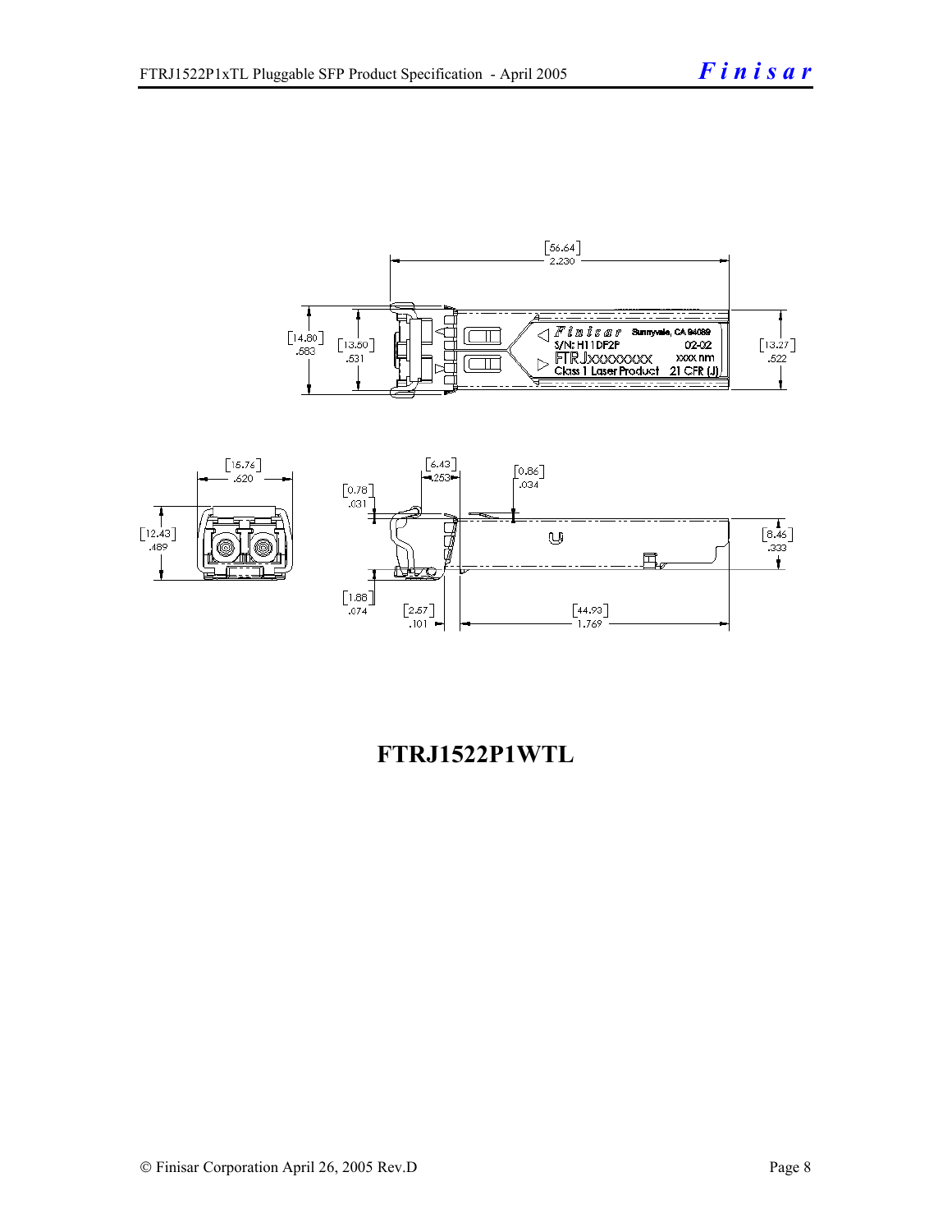**FTRJ1522P1WTL**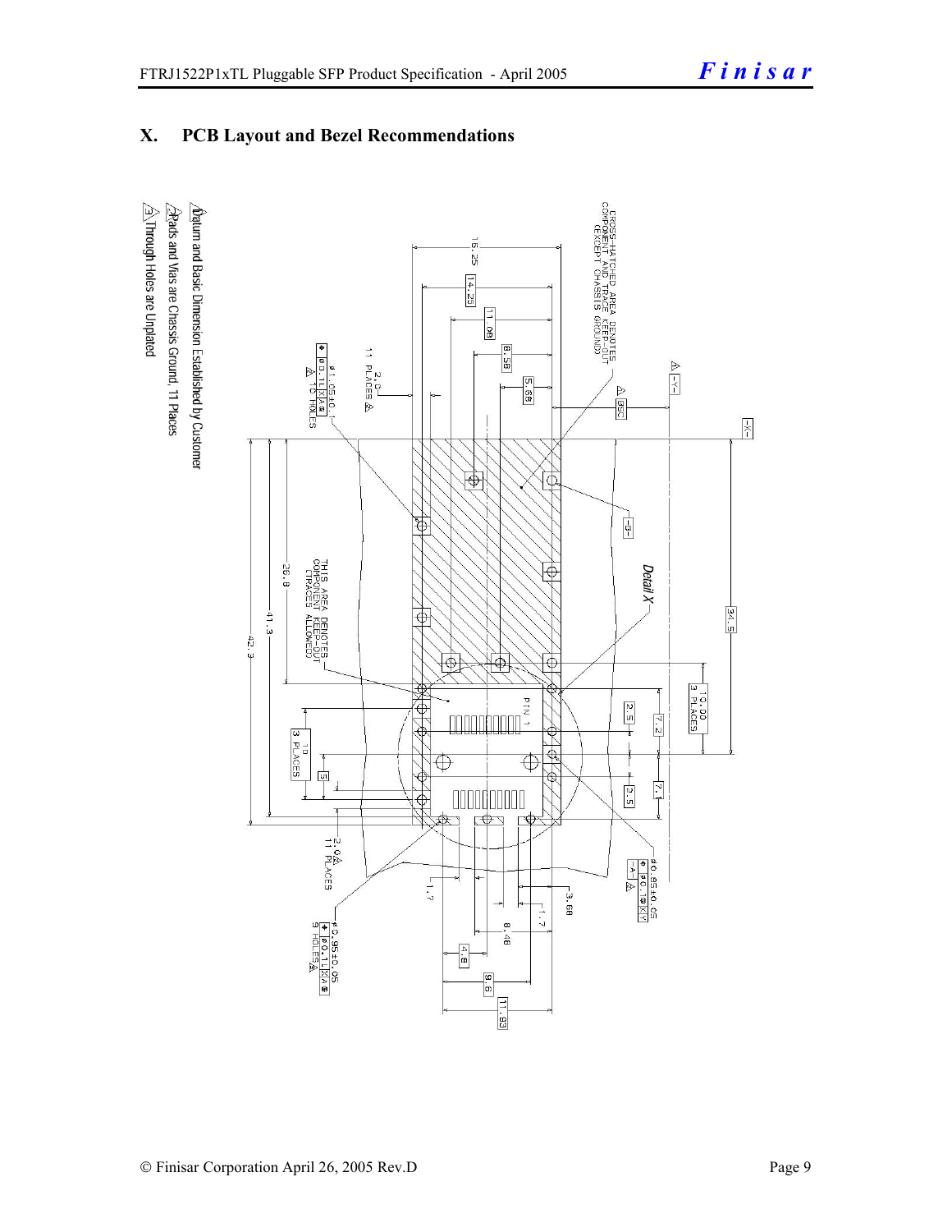# X. PCB Layout and Bezel Recommendations

CROSS-HATCHED AREA DENOTES COMPONENT AND TRACE KEEP-OUT (EXCEPT CHASSIS GROUND)

THIS AREA DENOTES COMPONENT KEEP-OUT (TRACES ALLOWED)

Detail X

PIN 1

16.25, 14.25, 11.08, 8.58, 5.68, 8SC, 34.5, 10.00 3 PLACES, 26.8, 41.3, 42.3, 10 3 PLACES, 5, 2.5, 7.2, 7.1, 2.5, 2.0 11 PLACES, 1.7, 3.68, 1.7, 8.48, 4.8, 9.6, 11.93

ø1.05±0.1 16 HOLES

ø0.85±0.05

ø0.95±0.05 9 HOLES

1. Datum and Basic Dimension Established by Customer
2. Pads and Vias are Chassis Ground, 11 Places
3. Through Holes are Unplated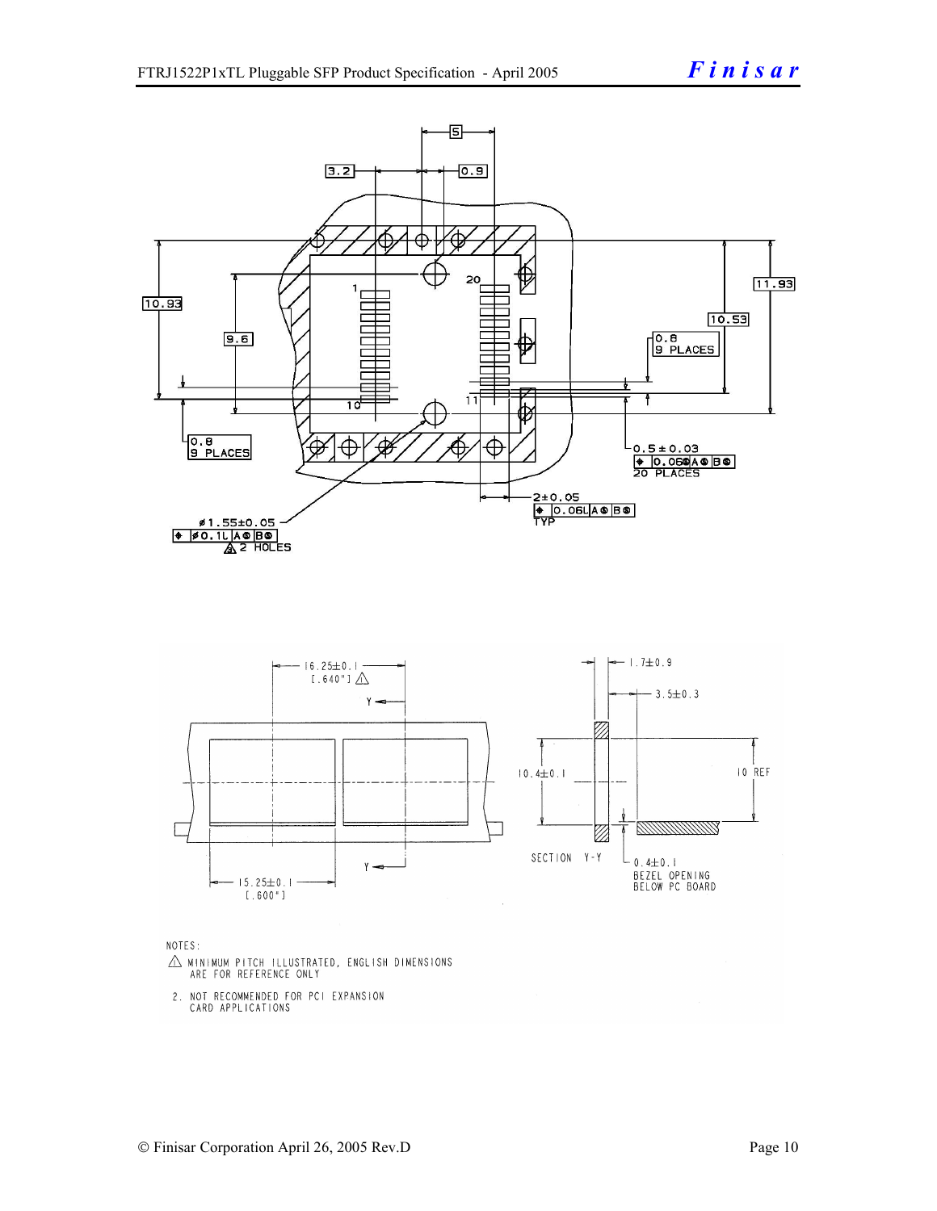NOTES:

1. MINIMUM PITCH ILLUSTRATED, ENGLISH DIMENSIONS ARE FOR REFERENCE ONLY
2. NOT RECOMMENDED FOR PCI EXPANSION CARD APPLICATIONS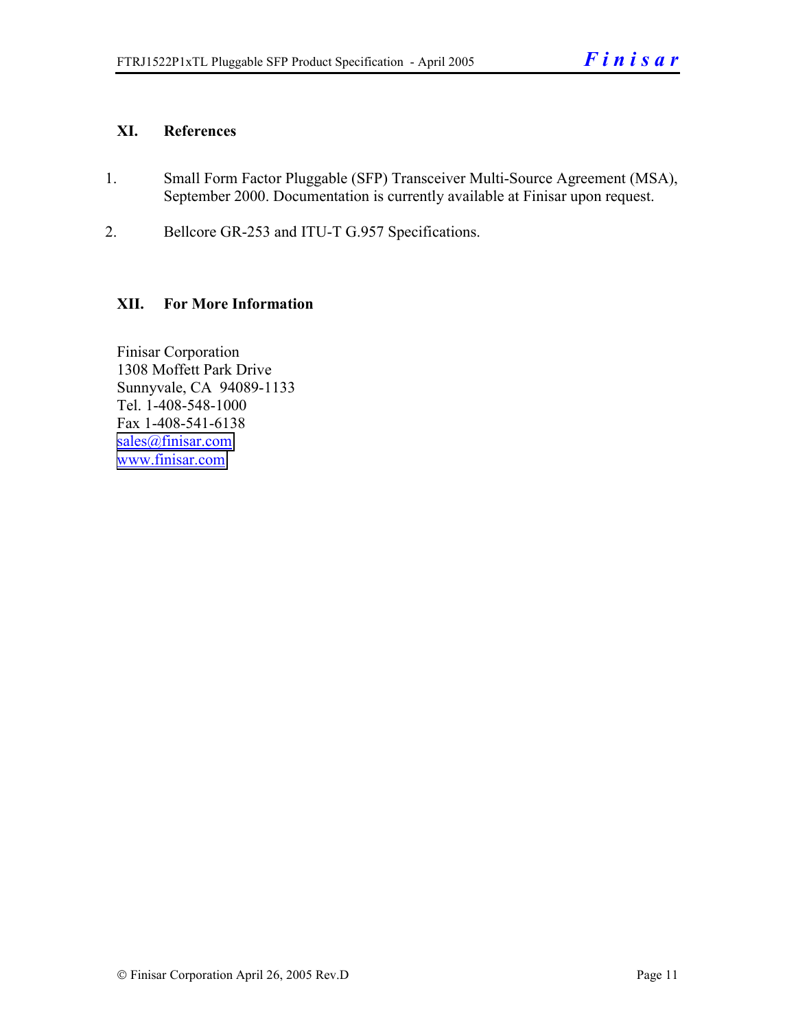## XI. References

1. Small Form Factor Pluggable (SFP) Transceiver Multi-Source Agreement (MSA), September 2000. Documentation is currently available at Finisar upon request.

2. Bellcore GR-253 and ITU-T G.957 Specifications.

## XII. For More Information

Finisar Corporation
1308 Moffett Park Drive
Sunnyvale, CA 94089-1133
Tel. 1-408-548-1000
Fax 1-408-541-6138
sales@finisar.com
www.finisar.com